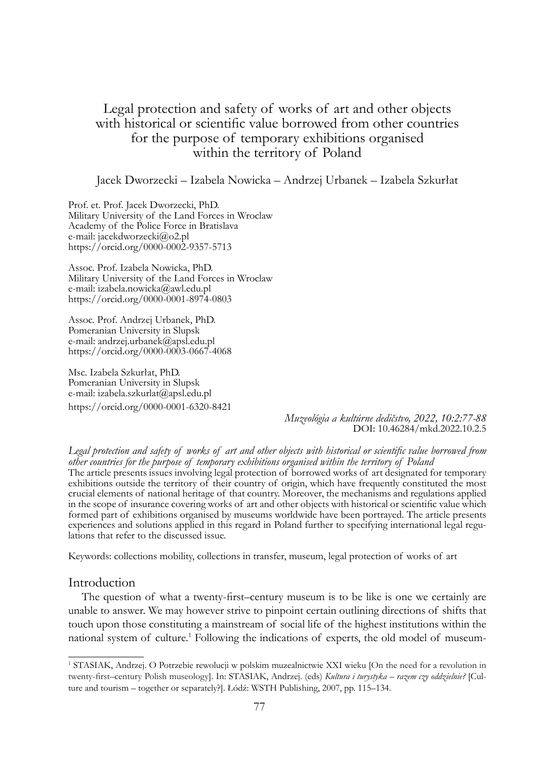# Legal protection and safety of works of art and other objects with historical or scientific value borrowed from other countries for the purpose of temporary exhibitions organised within the territory of Poland

Jacek Dworzecki – Izabela Nowicka – Andrzej Urbanek – Izabela Szkurłat

Prof. et. Prof. Jacek Dworzecki, PhD.
Military University of the Land Forces in Wroclaw
Academy of the Police Force in Bratislava
e-mail: jacekdworzecki@o2.pl
https://orcid.org/0000-0002-9357-5713

Assoc. Prof. Izabela Nowicka, PhD.
Military University of the Land Forces in Wroclaw
e-mail: izabela.nowicka@awl.edu.pl
https://orcid.org/0000-0001-8974-0803

Assoc. Prof. Andrzej Urbanek, PhD.
Pomeranian University in Slupsk
e-mail: andrzej.urbanek@apsl.edu.pl
https://orcid.org/0000-0003-0667-4068

Msc. Izabela Szkurłat, PhD.
Pomeranian University in Slupsk
e-mail: izabela.szkurlat@apsl.edu.pl
https://orcid.org/0000-0001-6320-8421

*Muzeológia a kultúrne dedičstvo, 2022, 10:2:77-88*
DOI: 10.46284/mkd.2022.10.2.5

*Legal protection and safety of works of art and other objects with historical or scientific value borrowed from other countries for the purpose of temporary exhibitions organised within the territory of Poland*
The article presents issues involving legal protection of borrowed works of art designated for temporary exhibitions outside the territory of their country of origin, which have frequently constituted the most crucial elements of national heritage of that country. Moreover, the mechanisms and regulations applied in the scope of insurance covering works of art and other objects with historical or scientific value which formed part of exhibitions organised by museums worldwide have been portrayed. The article presents experiences and solutions applied in this regard in Poland further to specifying international legal regulations that refer to the discussed issue.

Keywords: collections mobility, collections in transfer, museum, legal protection of works of art

## Introduction

The question of what a twenty-first–century museum is to be like is one we certainly are unable to answer. We may however strive to pinpoint certain outlining directions of shifts that touch upon those constituting a mainstream of social life of the highest institutions within the national system of culture.[1] Following the indications of experts, the old model of museum-

[1] STASIAK, Andrzej. O Potrzebie rewolucji w polskim muzealnictwie XXI wieku [On the need for a revolution in twenty-first–century Polish museology]. In: STASIAK, Andrzej. (eds) *Kultura i turystyka – razem czy oddzielnie?* [Culture and tourism – together or separately?]. Łódź: WSTH Publishing, 2007, pp. 115–134.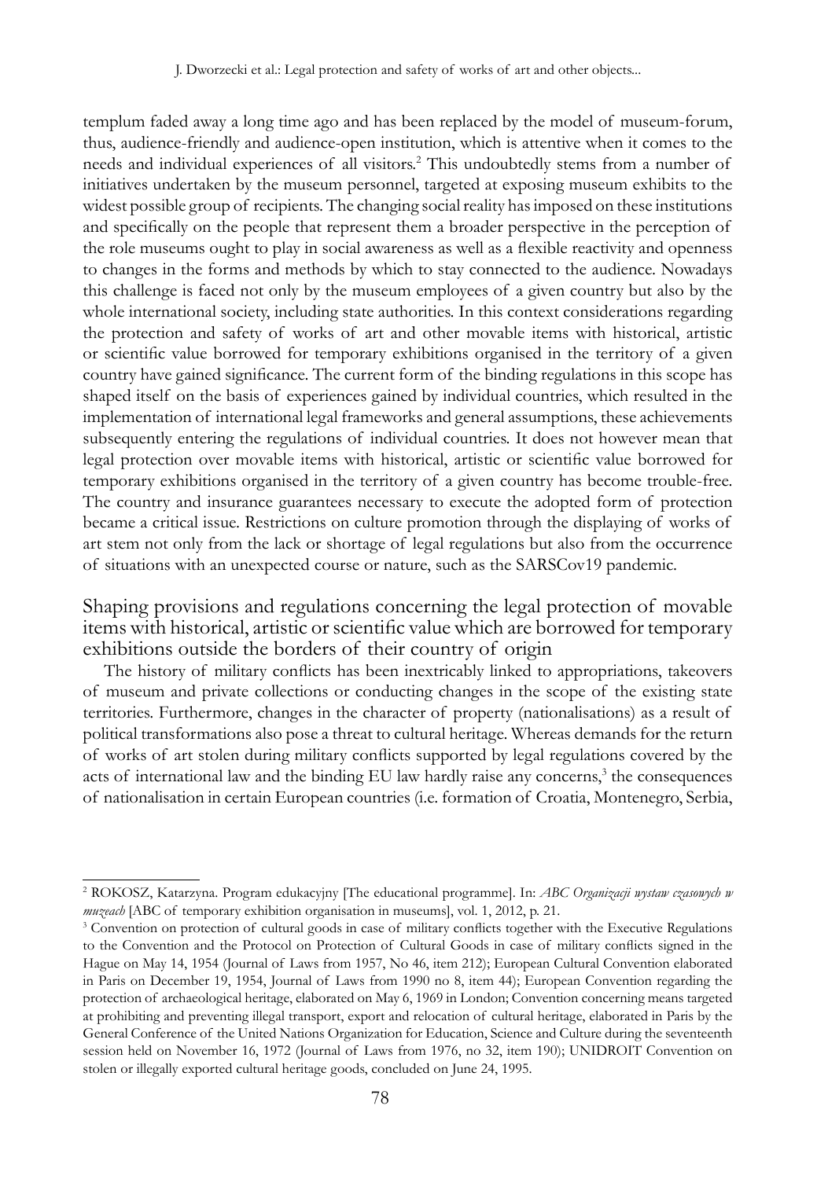templum faded away a long time ago and has been replaced by the model of museum-forum, thus, audience-friendly and audience-open institution, which is attentive when it comes to the needs and individual experiences of all visitors.[2] This undoubtedly stems from a number of initiatives undertaken by the museum personnel, targeted at exposing museum exhibits to the widest possible group of recipients. The changing social reality has imposed on these institutions and specifically on the people that represent them a broader perspective in the perception of the role museums ought to play in social awareness as well as a flexible reactivity and openness to changes in the forms and methods by which to stay connected to the audience. Nowadays this challenge is faced not only by the museum employees of a given country but also by the whole international society, including state authorities. In this context considerations regarding the protection and safety of works of art and other movable items with historical, artistic or scientific value borrowed for temporary exhibitions organised in the territory of a given country have gained significance. The current form of the binding regulations in this scope has shaped itself on the basis of experiences gained by individual countries, which resulted in the implementation of international legal frameworks and general assumptions, these achievements subsequently entering the regulations of individual countries. It does not however mean that legal protection over movable items with historical, artistic or scientific value borrowed for temporary exhibitions organised in the territory of a given country has become trouble-free. The country and insurance guarantees necessary to execute the adopted form of protection became a critical issue. Restrictions on culture promotion through the displaying of works of art stem not only from the lack or shortage of legal regulations but also from the occurrence of situations with an unexpected course or nature, such as the SARSCov19 pandemic.

## Shaping provisions and regulations concerning the legal protection of movable items with historical, artistic or scientific value which are borrowed for temporary exhibitions outside the borders of their country of origin

The history of military conflicts has been inextricably linked to appropriations, takeovers of museum and private collections or conducting changes in the scope of the existing state territories. Furthermore, changes in the character of property (nationalisations) as a result of political transformations also pose a threat to cultural heritage. Whereas demands for the return of works of art stolen during military conflicts supported by legal regulations covered by the acts of international law and the binding EU law hardly raise any concerns,[3] the consequences of nationalisation in certain European countries (i.e. formation of Croatia, Montenegro, Serbia,

---

[2] ROKOSZ, Katarzyna. Program edukacyjny [The educational programme]. In: *ABC Organizacji wystaw czasowych w muzeach* [ABC of temporary exhibition organisation in museums], vol. 1, 2012, p. 21.

[3] Convention on protection of cultural goods in case of military conflicts together with the Executive Regulations to the Convention and the Protocol on Protection of Cultural Goods in case of military conflicts signed in the Hague on May 14, 1954 (Journal of Laws from 1957, No 46, item 212); European Cultural Convention elaborated in Paris on December 19, 1954, Journal of Laws from 1990 no 8, item 44); European Convention regarding the protection of archaeological heritage, elaborated on May 6, 1969 in London; Convention concerning means targeted at prohibiting and preventing illegal transport, export and relocation of cultural heritage, elaborated in Paris by the General Conference of the United Nations Organization for Education, Science and Culture during the seventeenth session held on November 16, 1972 (Journal of Laws from 1976, no 32, item 190); UNIDROIT Convention on stolen or illegally exported cultural heritage goods, concluded on June 24, 1995.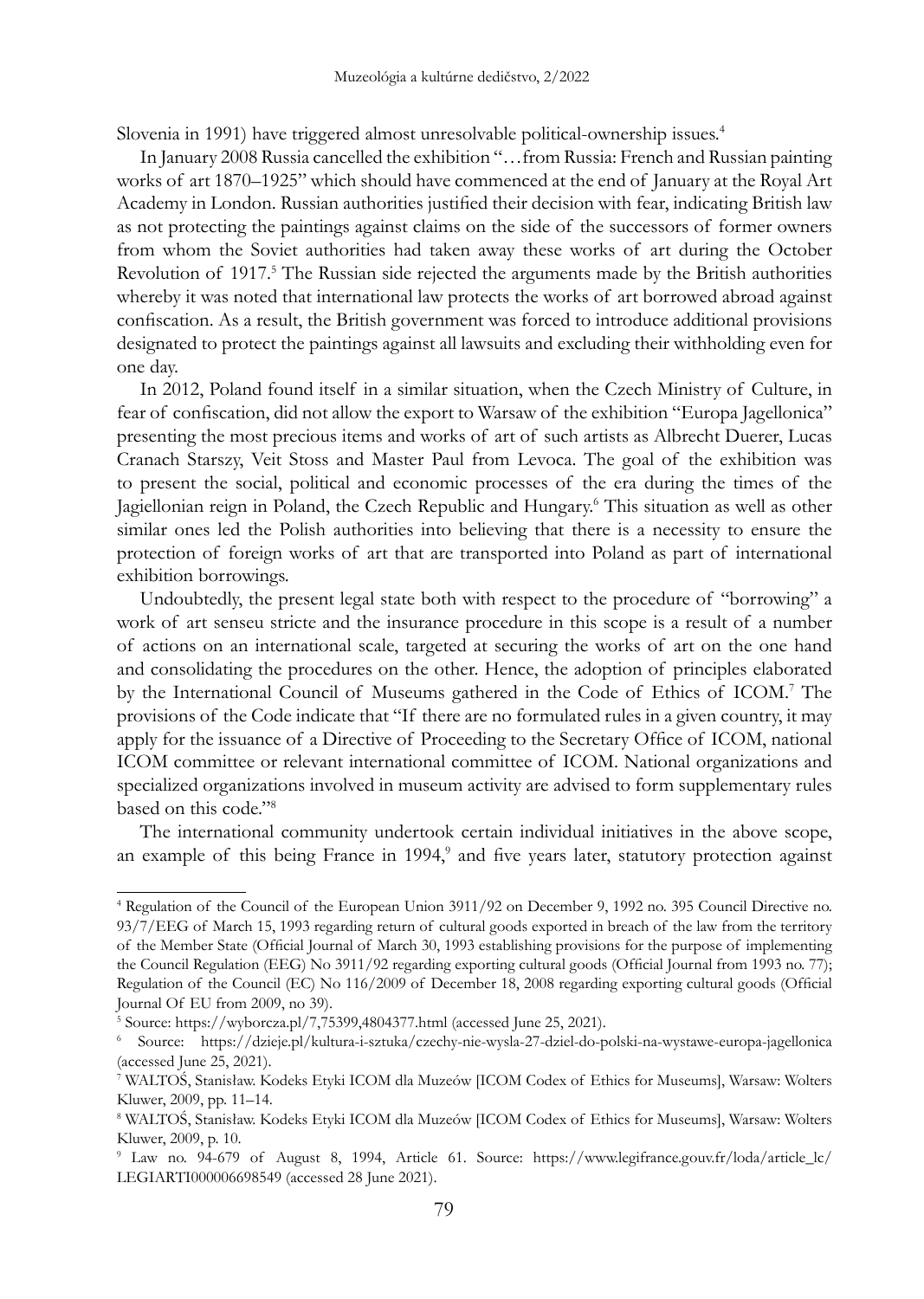Slovenia in 1991) have triggered almost unresolvable political-ownership issues.[4]

In January 2008 Russia cancelled the exhibition "…from Russia: French and Russian painting works of art 1870–1925" which should have commenced at the end of January at the Royal Art Academy in London. Russian authorities justified their decision with fear, indicating British law as not protecting the paintings against claims on the side of the successors of former owners from whom the Soviet authorities had taken away these works of art during the October Revolution of 1917.[5] The Russian side rejected the arguments made by the British authorities whereby it was noted that international law protects the works of art borrowed abroad against confiscation. As a result, the British government was forced to introduce additional provisions designated to protect the paintings against all lawsuits and excluding their withholding even for one day.

In 2012, Poland found itself in a similar situation, when the Czech Ministry of Culture, in fear of confiscation, did not allow the export to Warsaw of the exhibition "Europa Jagellonica" presenting the most precious items and works of art of such artists as Albrecht Duerer, Lucas Cranach Starszy, Veit Stoss and Master Paul from Levoca. The goal of the exhibition was to present the social, political and economic processes of the era during the times of the Jagiellonian reign in Poland, the Czech Republic and Hungary.[6] This situation as well as other similar ones led the Polish authorities into believing that there is a necessity to ensure the protection of foreign works of art that are transported into Poland as part of international exhibition borrowings.

Undoubtedly, the present legal state both with respect to the procedure of "borrowing" a work of art senseu stricte and the insurance procedure in this scope is a result of a number of actions on an international scale, targeted at securing the works of art on the one hand and consolidating the procedures on the other. Hence, the adoption of principles elaborated by the International Council of Museums gathered in the Code of Ethics of ICOM.[7] The provisions of the Code indicate that "If there are no formulated rules in a given country, it may apply for the issuance of a Directive of Proceeding to the Secretary Office of ICOM, national ICOM committee or relevant international committee of ICOM. National organizations and specialized organizations involved in museum activity are advised to form supplementary rules based on this code."[8]

The international community undertook certain individual initiatives in the above scope, an example of this being France in 1994,[9] and five years later, statutory protection against

---

[4] Regulation of the Council of the European Union 3911/92 on December 9, 1992 no. 395 Council Directive no. 93/7/EEG of March 15, 1993 regarding return of cultural goods exported in breach of the law from the territory of the Member State (Official Journal of March 30, 1993 establishing provisions for the purpose of implementing the Council Regulation (EEG) No 3911/92 regarding exporting cultural goods (Official Journal from 1993 no. 77); Regulation of the Council (EC) No 116/2009 of December 18, 2008 regarding exporting cultural goods (Official Journal Of EU from 2009, no 39).

[5] Source: https://wyborcza.pl/7,75399,4804377.html (accessed June 25, 2021).

[6] Source: https://dzieje.pl/kultura-i-sztuka/czechy-nie-wysla-27-dziel-do-polski-na-wystawe-europa-jagellonica (accessed June 25, 2021).

[7] WALTOŚ, Stanisław. Kodeks Etyki ICOM dla Muzeów [ICOM Codex of Ethics for Museums], Warsaw: Wolters Kluwer, 2009, pp. 11–14.

[8] WALTOŚ, Stanisław. Kodeks Etyki ICOM dla Muzeów [ICOM Codex of Ethics for Museums], Warsaw: Wolters Kluwer, 2009, p. 10.

[9] Law no. 94-679 of August 8, 1994, Article 61. Source: https://www.legifrance.gouv.fr/loda/article_lc/LEGIARTI000006698549 (accessed 28 June 2021).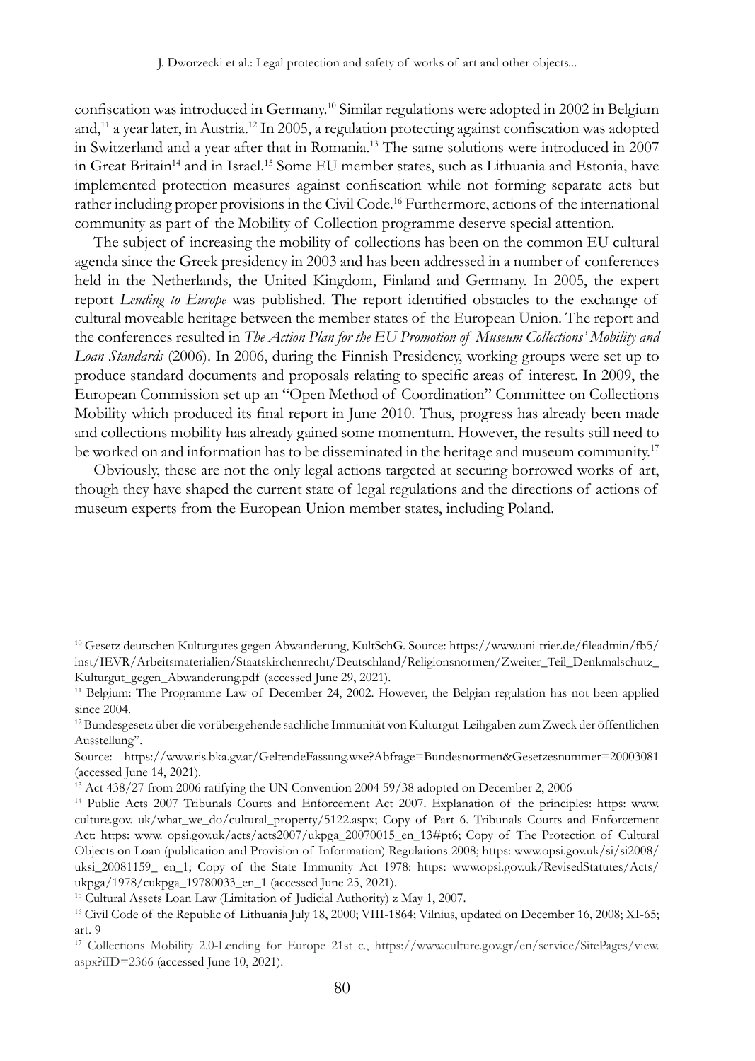confiscation was introduced in Germany.[10] Similar regulations were adopted in 2002 in Belgium and,[11] a year later, in Austria.[12] In 2005, a regulation protecting against confiscation was adopted in Switzerland and a year after that in Romania.[13] The same solutions were introduced in 2007 in Great Britain[14] and in Israel.[15] Some EU member states, such as Lithuania and Estonia, have implemented protection measures against confiscation while not forming separate acts but rather including proper provisions in the Civil Code.[16] Furthermore, actions of the international community as part of the Mobility of Collection programme deserve special attention.

The subject of increasing the mobility of collections has been on the common EU cultural agenda since the Greek presidency in 2003 and has been addressed in a number of conferences held in the Netherlands, the United Kingdom, Finland and Germany. In 2005, the expert report *Lending to Europe* was published. The report identified obstacles to the exchange of cultural moveable heritage between the member states of the European Union. The report and the conferences resulted in *The Action Plan for the EU Promotion of Museum Collections' Mobility and Loan Standards* (2006). In 2006, during the Finnish Presidency, working groups were set up to produce standard documents and proposals relating to specific areas of interest. In 2009, the European Commission set up an "Open Method of Coordination" Committee on Collections Mobility which produced its final report in June 2010. Thus, progress has already been made and collections mobility has already gained some momentum. However, the results still need to be worked on and information has to be disseminated in the heritage and museum community.[17]

Obviously, these are not the only legal actions targeted at securing borrowed works of art, though they have shaped the current state of legal regulations and the directions of actions of museum experts from the European Union member states, including Poland.

---

[10] Gesetz deutschen Kulturgutes gegen Abwanderung, KultSchG. Source: https://www.uni-trier.de/fileadmin/fb5/inst/IEVR/Arbeitsmaterialien/Staatskirchenrecht/Deutschland/Religionsnormen/Zweiter_Teil_Denkmalschutz_Kulturgut_gegen_Abwanderung.pdf (accessed June 29, 2021).

[11] Belgium: The Programme Law of December 24, 2002. However, the Belgian regulation has not been applied since 2004.

[12] Bundesgesetz über die vorübergehende sachliche Immunität von Kulturgut-Leihgaben zum Zweck der öffentlichen Ausstellung".
Source: https://www.ris.bka.gv.at/GeltendeFassung.wxe?Abfrage=Bundesnormen&Gesetzesnummer=20003081 (accessed June 14, 2021).

[13] Act 438/27 from 2006 ratifying the UN Convention 2004 59/38 adopted on December 2, 2006

[14] Public Acts 2007 Tribunals Courts and Enforcement Act 2007. Explanation of the principles: https: www. culture.gov. uk/what_we_do/cultural_property/5122.aspx; Copy of Part 6. Tribunals Courts and Enforcement Act: https: www. opsi.gov.uk/acts/acts2007/ukpga_20070015_en_13#pt6; Copy of The Protection of Cultural Objects on Loan (publication and Provision of Information) Regulations 2008; https: www.opsi.gov.uk/si/si2008/uksi_20081159_ en_1; Copy of the State Immunity Act 1978: https: www.opsi.gov.uk/RevisedStatutes/Acts/ukpga/1978/cukpga_19780033_en_1 (accessed June 25, 2021).

[15] Cultural Assets Loan Law (Limitation of Judicial Authority) z May 1, 2007.

[16] Civil Code of the Republic of Lithuania July 18, 2000; VIII-1864; Vilnius, updated on December 16, 2008; XI-65; art. 9

[17] Collections Mobility 2.0-Lending for Europe 21st c., https://www.culture.gov.gr/en/service/SitePages/view.aspx?iID=2366 (accessed June 10, 2021).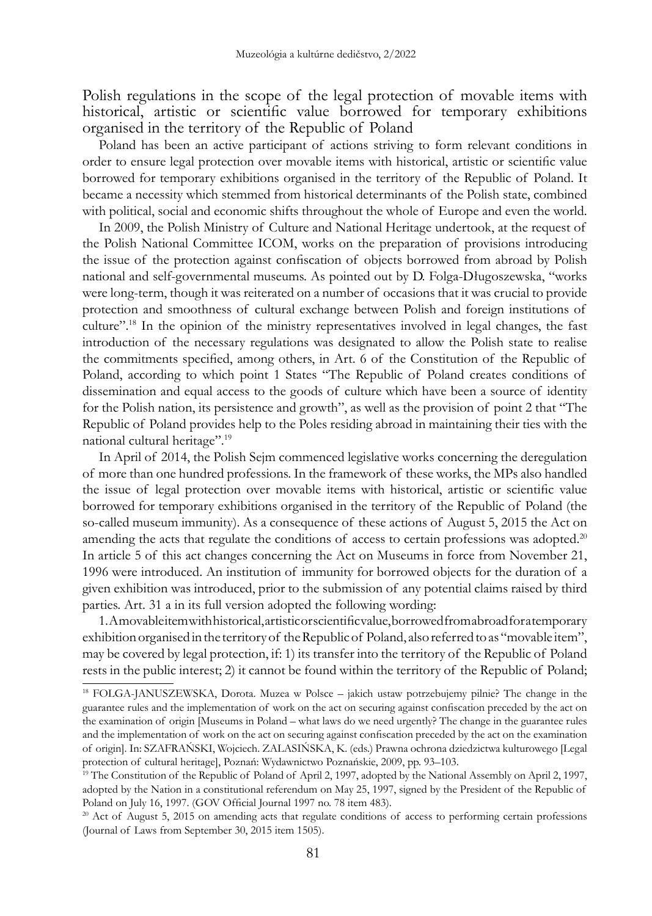## Polish regulations in the scope of the legal protection of movable items with historical, artistic or scientific value borrowed for temporary exhibitions organised in the territory of the Republic of Poland

Poland has been an active participant of actions striving to form relevant conditions in order to ensure legal protection over movable items with historical, artistic or scientific value borrowed for temporary exhibitions organised in the territory of the Republic of Poland. It became a necessity which stemmed from historical determinants of the Polish state, combined with political, social and economic shifts throughout the whole of Europe and even the world.

In 2009, the Polish Ministry of Culture and National Heritage undertook, at the request of the Polish National Committee ICOM, works on the preparation of provisions introducing the issue of the protection against confiscation of objects borrowed from abroad by Polish national and self-governmental museums. As pointed out by D. Folga-Długoszewska, "works were long-term, though it was reiterated on a number of occasions that it was crucial to provide protection and smoothness of cultural exchange between Polish and foreign institutions of culture".[18] In the opinion of the ministry representatives involved in legal changes, the fast introduction of the necessary regulations was designated to allow the Polish state to realise the commitments specified, among others, in Art. 6 of the Constitution of the Republic of Poland, according to which point 1 States "The Republic of Poland creates conditions of dissemination and equal access to the goods of culture which have been a source of identity for the Polish nation, its persistence and growth", as well as the provision of point 2 that "The Republic of Poland provides help to the Poles residing abroad in maintaining their ties with the national cultural heritage".[19]

In April of 2014, the Polish Sejm commenced legislative works concerning the deregulation of more than one hundred professions. In the framework of these works, the MPs also handled the issue of legal protection over movable items with historical, artistic or scientific value borrowed for temporary exhibitions organised in the territory of the Republic of Poland (the so-called museum immunity). As a consequence of these actions of August 5, 2015 the Act on amending the acts that regulate the conditions of access to certain professions was adopted.[20] In article 5 of this act changes concerning the Act on Museums in force from November 21, 1996 were introduced. An institution of immunity for borrowed objects for the duration of a given exhibition was introduced, prior to the submission of any potential claims raised by third parties. Art. 31 a in its full version adopted the following wording:

1. A movable item with historical, artistic or scientific value, borrowed from abroad for a temporary exhibition organised in the territory of the Republic of Poland, also referred to as "movable item", may be covered by legal protection, if: 1) its transfer into the territory of the Republic of Poland rests in the public interest; 2) it cannot be found within the territory of the Republic of Poland;

---

[18] FOLGA-JANUSZEWSKA, Dorota. Muzea w Polsce – jakich ustaw potrzebujemy pilnie? The change in the guarantee rules and the implementation of work on the act on securing against confiscation preceded by the act on the examination of origin [Museums in Poland – what laws do we need urgently? The change in the guarantee rules and the implementation of work on the act on securing against confiscation preceded by the act on the examination of origin]. In: SZAFRAŃSKI, Wojciech. ZALASIŃSKA, K. (eds.) Prawna ochrona dziedzictwa kulturowego [Legal protection of cultural heritage], Poznań: Wydawnictwo Poznańskie, 2009, pp. 93–103.

[19] The Constitution of the Republic of Poland of April 2, 1997, adopted by the National Assembly on April 2, 1997, adopted by the Nation in a constitutional referendum on May 25, 1997, signed by the President of the Republic of Poland on July 16, 1997. (GOV Official Journal 1997 no. 78 item 483).

[20] Act of August 5, 2015 on amending acts that regulate conditions of access to performing certain professions (Journal of Laws from September 30, 2015 item 1505).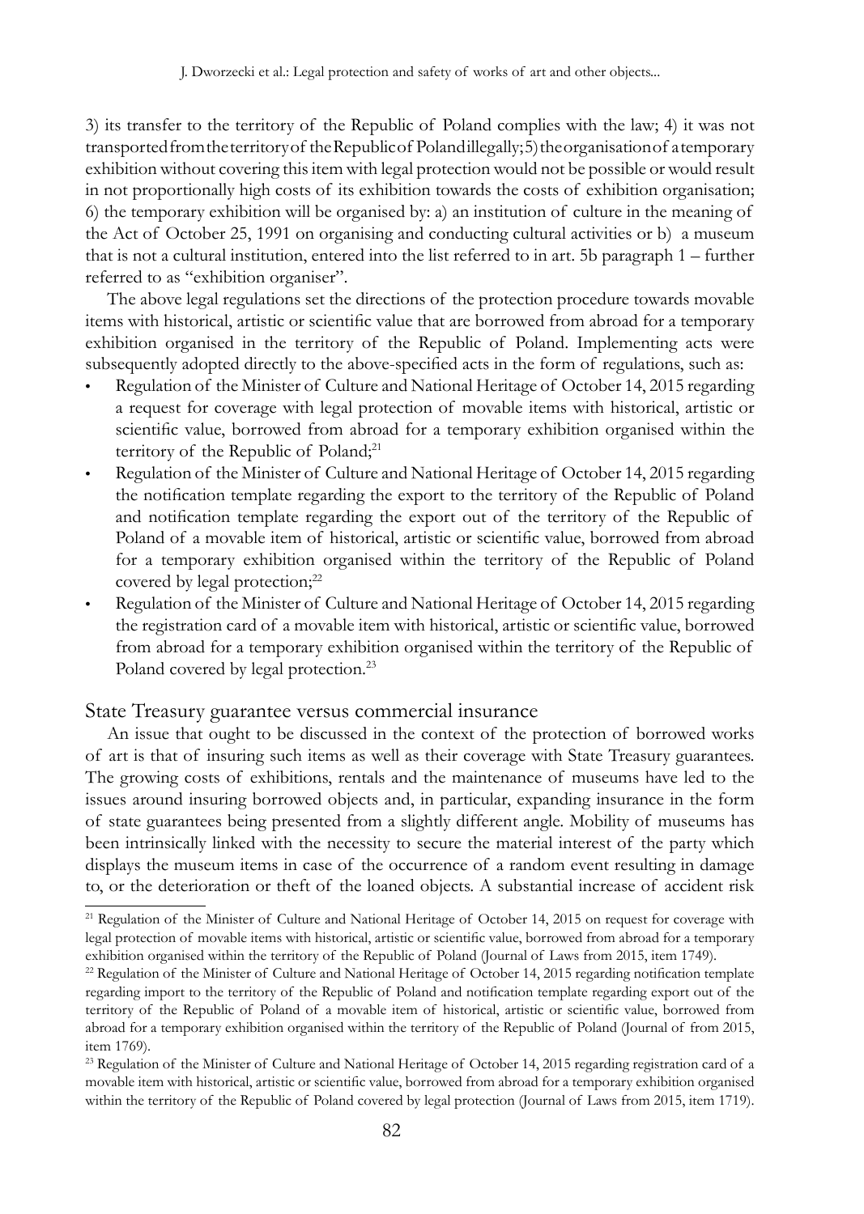3) its transfer to the territory of the Republic of Poland complies with the law; 4) it was not transported from the territory of the Republic of Poland illegally; 5) the organisation of a temporary exhibition without covering this item with legal protection would not be possible or would result in not proportionally high costs of its exhibition towards the costs of exhibition organisation; 6) the temporary exhibition will be organised by: a) an institution of culture in the meaning of the Act of October 25, 1991 on organising and conducting cultural activities or b) a museum that is not a cultural institution, entered into the list referred to in art. 5b paragraph 1 – further referred to as "exhibition organiser".

The above legal regulations set the directions of the protection procedure towards movable items with historical, artistic or scientific value that are borrowed from abroad for a temporary exhibition organised in the territory of the Republic of Poland. Implementing acts were subsequently adopted directly to the above-specified acts in the form of regulations, such as:

- Regulation of the Minister of Culture and National Heritage of October 14, 2015 regarding a request for coverage with legal protection of movable items with historical, artistic or scientific value, borrowed from abroad for a temporary exhibition organised within the territory of the Republic of Poland;[21]
- Regulation of the Minister of Culture and National Heritage of October 14, 2015 regarding the notification template regarding the export to the territory of the Republic of Poland and notification template regarding the export out of the territory of the Republic of Poland of a movable item of historical, artistic or scientific value, borrowed from abroad for a temporary exhibition organised within the territory of the Republic of Poland covered by legal protection;[22]
- Regulation of the Minister of Culture and National Heritage of October 14, 2015 regarding the registration card of a movable item with historical, artistic or scientific value, borrowed from abroad for a temporary exhibition organised within the territory of the Republic of Poland covered by legal protection.[23]

## State Treasury guarantee versus commercial insurance

An issue that ought to be discussed in the context of the protection of borrowed works of art is that of insuring such items as well as their coverage with State Treasury guarantees. The growing costs of exhibitions, rentals and the maintenance of museums have led to the issues around insuring borrowed objects and, in particular, expanding insurance in the form of state guarantees being presented from a slightly different angle. Mobility of museums has been intrinsically linked with the necessity to secure the material interest of the party which displays the museum items in case of the occurrence of a random event resulting in damage to, or the deterioration or theft of the loaned objects. A substantial increase of accident risk

---

[21] Regulation of the Minister of Culture and National Heritage of October 14, 2015 on request for coverage with legal protection of movable items with historical, artistic or scientific value, borrowed from abroad for a temporary exhibition organised within the territory of the Republic of Poland (Journal of Laws from 2015, item 1749).

[22] Regulation of the Minister of Culture and National Heritage of October 14, 2015 regarding notification template regarding import to the territory of the Republic of Poland and notification template regarding export out of the territory of the Republic of Poland of a movable item of historical, artistic or scientific value, borrowed from abroad for a temporary exhibition organised within the territory of the Republic of Poland (Journal of from 2015, item 1769).

[23] Regulation of the Minister of Culture and National Heritage of October 14, 2015 regarding registration card of a movable item with historical, artistic or scientific value, borrowed from abroad for a temporary exhibition organised within the territory of the Republic of Poland covered by legal protection (Journal of Laws from 2015, item 1719).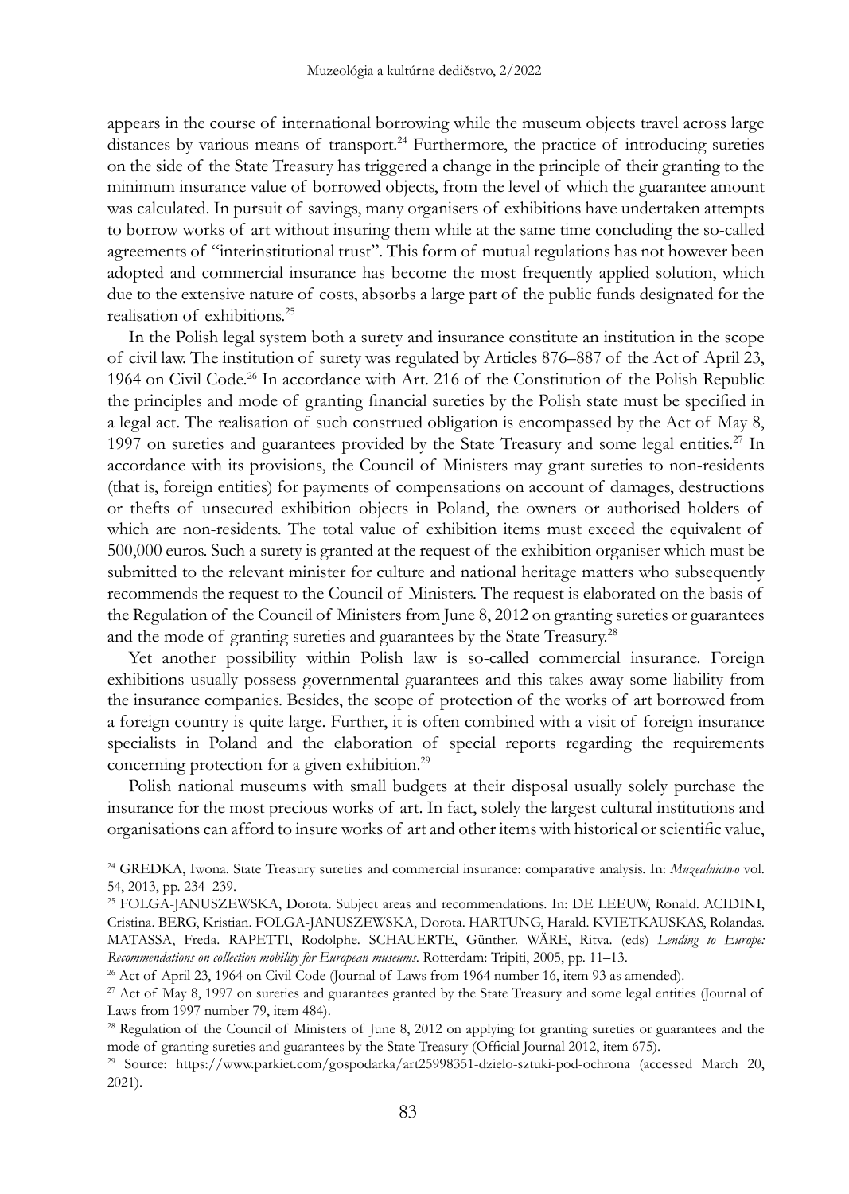appears in the course of international borrowing while the museum objects travel across large distances by various means of transport.[24] Furthermore, the practice of introducing sureties on the side of the State Treasury has triggered a change in the principle of their granting to the minimum insurance value of borrowed objects, from the level of which the guarantee amount was calculated. In pursuit of savings, many organisers of exhibitions have undertaken attempts to borrow works of art without insuring them while at the same time concluding the so-called agreements of "interinstitutional trust". This form of mutual regulations has not however been adopted and commercial insurance has become the most frequently applied solution, which due to the extensive nature of costs, absorbs a large part of the public funds designated for the realisation of exhibitions.[25]

In the Polish legal system both a surety and insurance constitute an institution in the scope of civil law. The institution of surety was regulated by Articles 876–887 of the Act of April 23, 1964 on Civil Code.[26] In accordance with Art. 216 of the Constitution of the Polish Republic the principles and mode of granting financial sureties by the Polish state must be specified in a legal act. The realisation of such construed obligation is encompassed by the Act of May 8, 1997 on sureties and guarantees provided by the State Treasury and some legal entities.[27] In accordance with its provisions, the Council of Ministers may grant sureties to non-residents (that is, foreign entities) for payments of compensations on account of damages, destructions or thefts of unsecured exhibition objects in Poland, the owners or authorised holders of which are non-residents. The total value of exhibition items must exceed the equivalent of 500,000 euros. Such a surety is granted at the request of the exhibition organiser which must be submitted to the relevant minister for culture and national heritage matters who subsequently recommends the request to the Council of Ministers. The request is elaborated on the basis of the Regulation of the Council of Ministers from June 8, 2012 on granting sureties or guarantees and the mode of granting sureties and guarantees by the State Treasury.[28]

Yet another possibility within Polish law is so-called commercial insurance. Foreign exhibitions usually possess governmental guarantees and this takes away some liability from the insurance companies. Besides, the scope of protection of the works of art borrowed from a foreign country is quite large. Further, it is often combined with a visit of foreign insurance specialists in Poland and the elaboration of special reports regarding the requirements concerning protection for a given exhibition.[29]

Polish national museums with small budgets at their disposal usually solely purchase the insurance for the most precious works of art. In fact, solely the largest cultural institutions and organisations can afford to insure works of art and other items with historical or scientific value,

---

[24] GREDKA, Iwona. State Treasury sureties and commercial insurance: comparative analysis. In: *Muzealnictwo* vol. 54, 2013, pp. 234–239.

[25] FOLGA-JANUSZEWSKA, Dorota. Subject areas and recommendations. In: DE LEEUW, Ronald. ACIDINI, Cristina. BERG, Kristian. FOLGA-JANUSZEWSKA, Dorota. HARTUNG, Harald. KVIETKAUSKAS, Rolandas. MATASSA, Freda. RAPETTI, Rodolphe. SCHAUERTE, Günther. WÄRE, Ritva. (eds) *Lending to Europe: Recommendations on collection mobility for European museums*. Rotterdam: Tripiti, 2005, pp. 11–13.

[26] Act of April 23, 1964 on Civil Code (Journal of Laws from 1964 number 16, item 93 as amended).

[27] Act of May 8, 1997 on sureties and guarantees granted by the State Treasury and some legal entities (Journal of Laws from 1997 number 79, item 484).

[28] Regulation of the Council of Ministers of June 8, 2012 on applying for granting sureties or guarantees and the mode of granting sureties and guarantees by the State Treasury (Official Journal 2012, item 675).

[29] Source: https://www.parkiet.com/gospodarka/art25998351-dzielo-sztuki-pod-ochrona (accessed March 20, 2021).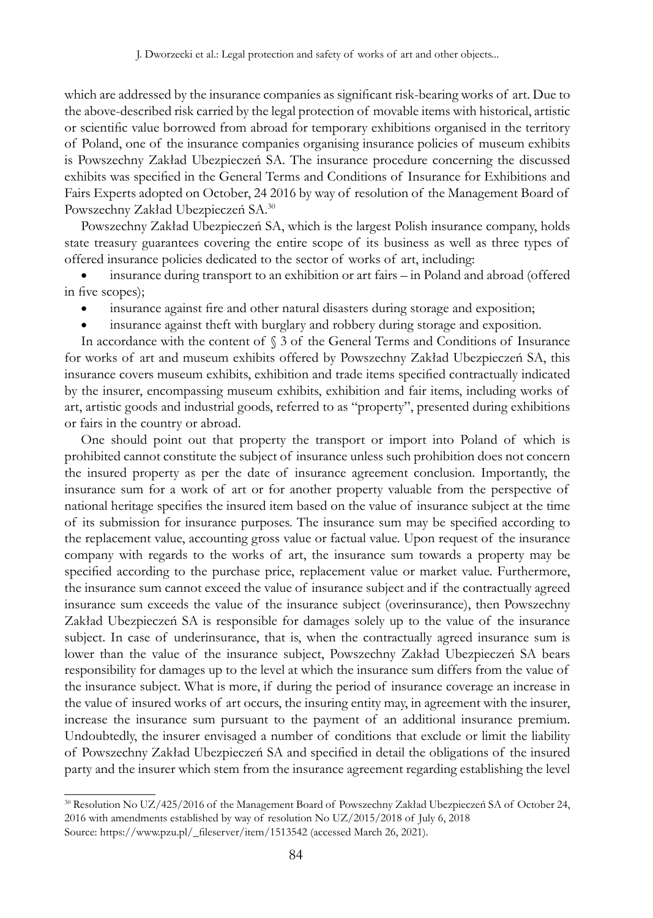which are addressed by the insurance companies as significant risk-bearing works of art. Due to the above-described risk carried by the legal protection of movable items with historical, artistic or scientific value borrowed from abroad for temporary exhibitions organised in the territory of Poland, one of the insurance companies organising insurance policies of museum exhibits is Powszechny Zakład Ubezpieczeń SA. The insurance procedure concerning the discussed exhibits was specified in the General Terms and Conditions of Insurance for Exhibitions and Fairs Experts adopted on October, 24 2016 by way of resolution of the Management Board of Powszechny Zakład Ubezpieczeń SA.[30]

Powszechny Zakład Ubezpieczeń SA, which is the largest Polish insurance company, holds state treasury guarantees covering the entire scope of its business as well as three types of offered insurance policies dedicated to the sector of works of art, including:

- insurance during transport to an exhibition or art fairs – in Poland and abroad (offered in five scopes);
- insurance against fire and other natural disasters during storage and exposition;
- insurance against theft with burglary and robbery during storage and exposition.

In accordance with the content of § 3 of the General Terms and Conditions of Insurance for works of art and museum exhibits offered by Powszechny Zakład Ubezpieczeń SA, this insurance covers museum exhibits, exhibition and trade items specified contractually indicated by the insurer, encompassing museum exhibits, exhibition and fair items, including works of art, artistic goods and industrial goods, referred to as "property", presented during exhibitions or fairs in the country or abroad.

One should point out that property the transport or import into Poland of which is prohibited cannot constitute the subject of insurance unless such prohibition does not concern the insured property as per the date of insurance agreement conclusion. Importantly, the insurance sum for a work of art or for another property valuable from the perspective of national heritage specifies the insured item based on the value of insurance subject at the time of its submission for insurance purposes. The insurance sum may be specified according to the replacement value, accounting gross value or factual value. Upon request of the insurance company with regards to the works of art, the insurance sum towards a property may be specified according to the purchase price, replacement value or market value. Furthermore, the insurance sum cannot exceed the value of insurance subject and if the contractually agreed insurance sum exceeds the value of the insurance subject (overinsurance), then Powszechny Zakład Ubezpieczeń SA is responsible for damages solely up to the value of the insurance subject. In case of underinsurance, that is, when the contractually agreed insurance sum is lower than the value of the insurance subject, Powszechny Zakład Ubezpieczeń SA bears responsibility for damages up to the level at which the insurance sum differs from the value of the insurance subject. What is more, if during the period of insurance coverage an increase in the value of insured works of art occurs, the insuring entity may, in agreement with the insurer, increase the insurance sum pursuant to the payment of an additional insurance premium. Undoubtedly, the insurer envisaged a number of conditions that exclude or limit the liability of Powszechny Zakład Ubezpieczeń SA and specified in detail the obligations of the insured party and the insurer which stem from the insurance agreement regarding establishing the level

---

[30] Resolution No UZ/425/2016 of the Management Board of Powszechny Zakład Ubezpieczeń SA of October 24, 2016 with amendments established by way of resolution No UZ/2015/2018 of July 6, 2018
Source: https://www.pzu.pl/_fileserver/item/1513542 (accessed March 26, 2021).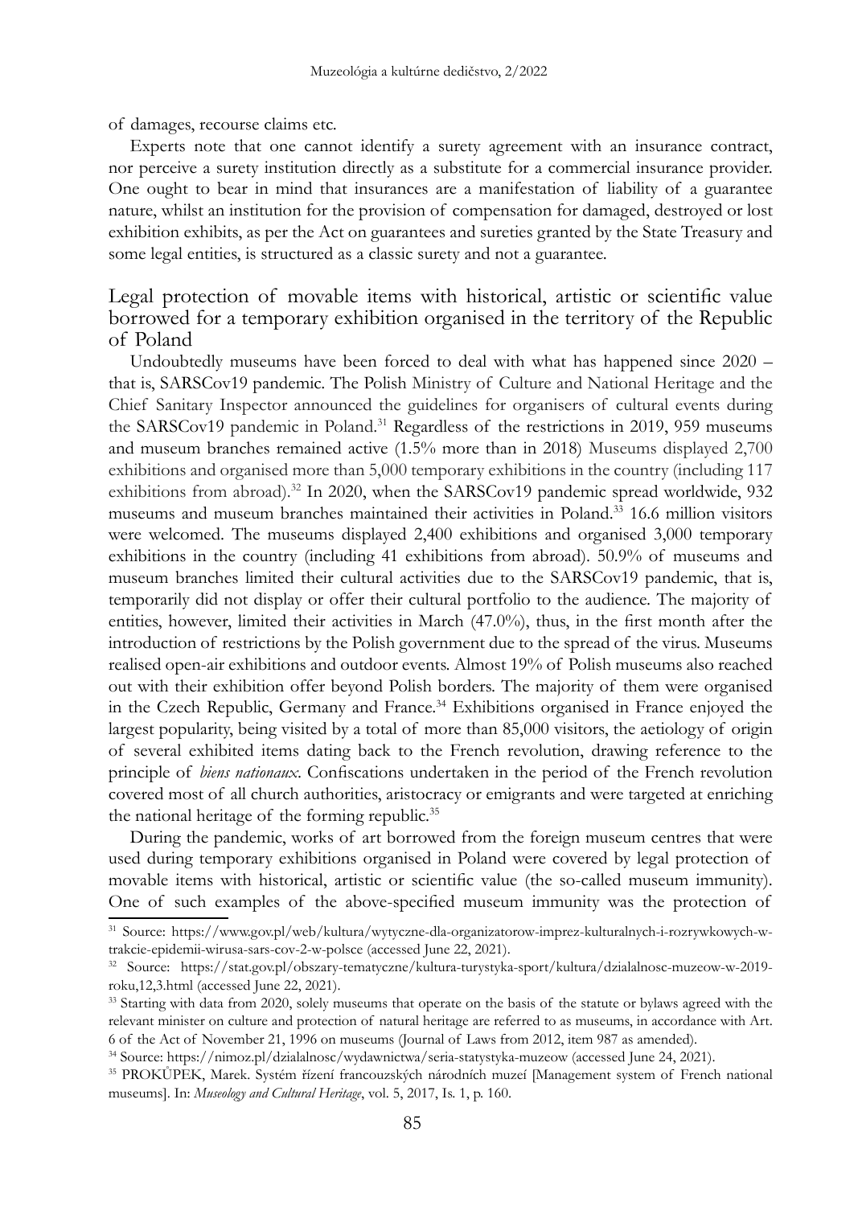of damages, recourse claims etc.

Experts note that one cannot identify a surety agreement with an insurance contract, nor perceive a surety institution directly as a substitute for a commercial insurance provider. One ought to bear in mind that insurances are a manifestation of liability of a guarantee nature, whilst an institution for the provision of compensation for damaged, destroyed or lost exhibition exhibits, as per the Act on guarantees and sureties granted by the State Treasury and some legal entities, is structured as a classic surety and not a guarantee.

## Legal protection of movable items with historical, artistic or scientific value borrowed for a temporary exhibition organised in the territory of the Republic of Poland

Undoubtedly museums have been forced to deal with what has happened since 2020 – that is, SARSCov19 pandemic. The Polish Ministry of Culture and National Heritage and the Chief Sanitary Inspector announced the guidelines for organisers of cultural events during the SARSCov19 pandemic in Poland.[31] Regardless of the restrictions in 2019, 959 museums and museum branches remained active (1.5% more than in 2018) Museums displayed 2,700 exhibitions and organised more than 5,000 temporary exhibitions in the country (including 117 exhibitions from abroad).[32] In 2020, when the SARSCov19 pandemic spread worldwide, 932 museums and museum branches maintained their activities in Poland.[33] 16.6 million visitors were welcomed. The museums displayed 2,400 exhibitions and organised 3,000 temporary exhibitions in the country (including 41 exhibitions from abroad). 50.9% of museums and museum branches limited their cultural activities due to the SARSCov19 pandemic, that is, temporarily did not display or offer their cultural portfolio to the audience. The majority of entities, however, limited their activities in March (47.0%), thus, in the first month after the introduction of restrictions by the Polish government due to the spread of the virus. Museums realised open-air exhibitions and outdoor events. Almost 19% of Polish museums also reached out with their exhibition offer beyond Polish borders. The majority of them were organised in the Czech Republic, Germany and France.[34] Exhibitions organised in France enjoyed the largest popularity, being visited by a total of more than 85,000 visitors, the aetiology of origin of several exhibited items dating back to the French revolution, drawing reference to the principle of *biens nationaux*. Confiscations undertaken in the period of the French revolution covered most of all church authorities, aristocracy or emigrants and were targeted at enriching the national heritage of the forming republic.[35]

During the pandemic, works of art borrowed from the foreign museum centres that were used during temporary exhibitions organised in Poland were covered by legal protection of movable items with historical, artistic or scientific value (the so-called museum immunity). One of such examples of the above-specified museum immunity was the protection of

---

[31] Source: https://www.gov.pl/web/kultura/wytyczne-dla-organizatorow-imprez-kulturalnych-i-rozrywkowych-w-trakcie-epidemii-wirusa-sars-cov-2-w-polsce (accessed June 22, 2021).

[32] Source: https://stat.gov.pl/obszary-tematyczne/kultura-turystyka-sport/kultura/dzialalnosc-muzeow-w-2019-roku,12,3.html (accessed June 22, 2021).

[33] Starting with data from 2020, solely museums that operate on the basis of the statute or bylaws agreed with the relevant minister on culture and protection of natural heritage are referred to as museums, in accordance with Art. 6 of the Act of November 21, 1996 on museums (Journal of Laws from 2012, item 987 as amended).

[34] Source: https://nimoz.pl/dzialalnosc/wydawnictwa/seria-statystyka-muzeow (accessed June 24, 2021).

[35] PROKŮPEK, Marek. Systém řízení francouzských národních muzeí [Management system of French national museums]. In: *Museology and Cultural Heritage*, vol. 5, 2017, Is. 1, p. 160.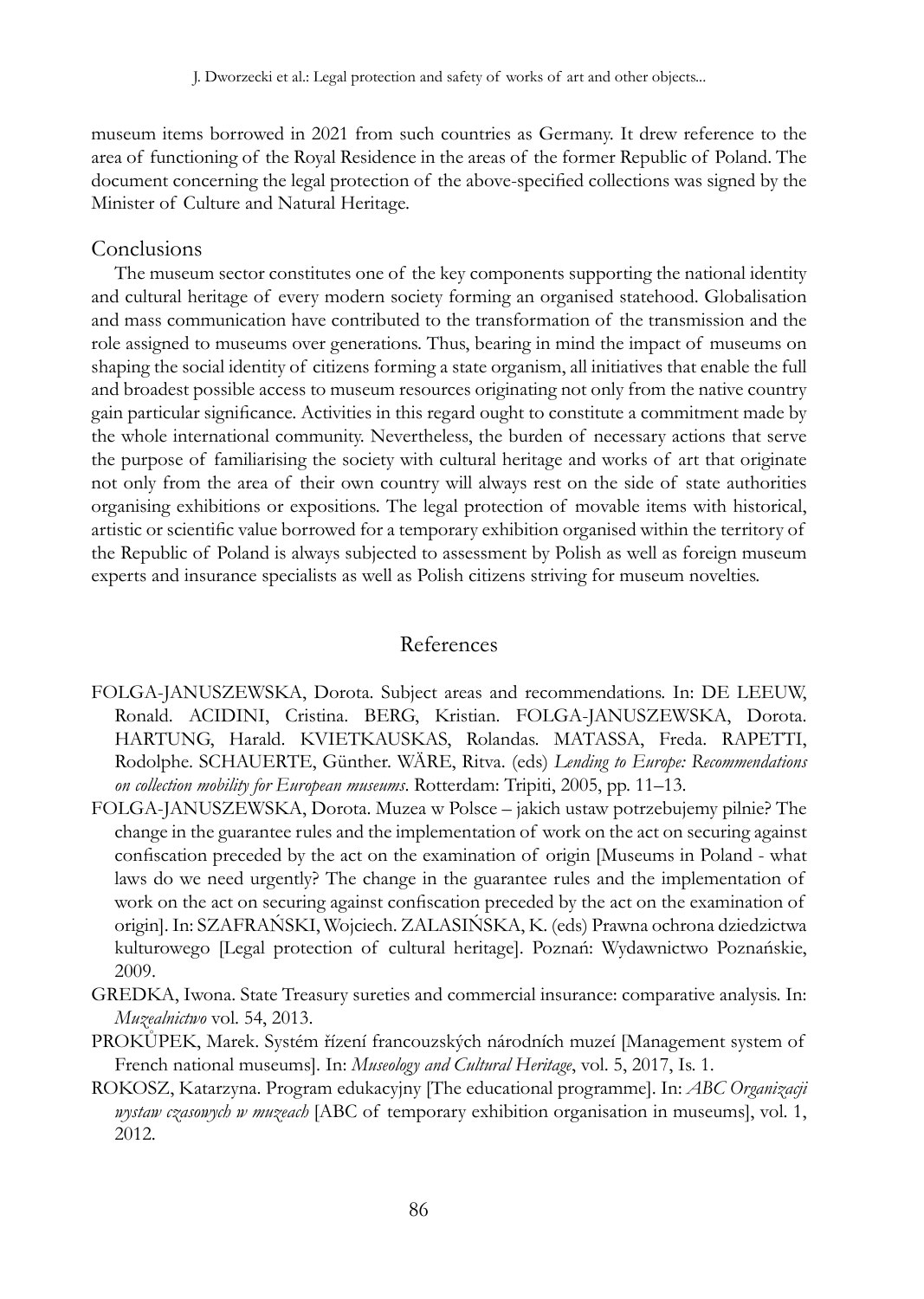museum items borrowed in 2021 from such countries as Germany. It drew reference to the area of functioning of the Royal Residence in the areas of the former Republic of Poland. The document concerning the legal protection of the above-specified collections was signed by the Minister of Culture and Natural Heritage.

## Conclusions

The museum sector constitutes one of the key components supporting the national identity and cultural heritage of every modern society forming an organised statehood. Globalisation and mass communication have contributed to the transformation of the transmission and the role assigned to museums over generations. Thus, bearing in mind the impact of museums on shaping the social identity of citizens forming a state organism, all initiatives that enable the full and broadest possible access to museum resources originating not only from the native country gain particular significance. Activities in this regard ought to constitute a commitment made by the whole international community. Nevertheless, the burden of necessary actions that serve the purpose of familiarising the society with cultural heritage and works of art that originate not only from the area of their own country will always rest on the side of state authorities organising exhibitions or expositions. The legal protection of movable items with historical, artistic or scientific value borrowed for a temporary exhibition organised within the territory of the Republic of Poland is always subjected to assessment by Polish as well as foreign museum experts and insurance specialists as well as Polish citizens striving for museum novelties.

## References

FOLGA-JANUSZEWSKA, Dorota. Subject areas and recommendations. In: DE LEEUW, Ronald. ACIDINI, Cristina. BERG, Kristian. FOLGA-JANUSZEWSKA, Dorota. HARTUNG, Harald. KVIETKAUSKAS, Rolandas. MATASSA, Freda. RAPETTI, Rodolphe. SCHAUERTE, Günther. WÄRE, Ritva. (eds) *Lending to Europe: Recommendations on collection mobility for European museums*. Rotterdam: Tripiti, 2005, pp. 11–13.

FOLGA-JANUSZEWSKA, Dorota. Muzea w Polsce – jakich ustaw potrzebujemy pilnie? The change in the guarantee rules and the implementation of work on the act on securing against confiscation preceded by the act on the examination of origin [Museums in Poland - what laws do we need urgently? The change in the guarantee rules and the implementation of work on the act on securing against confiscation preceded by the act on the examination of origin]. In: SZAFRAŃSKI, Wojciech. ZALASIŃSKA, K. (eds) Prawna ochrona dziedzictwa kulturowego [Legal protection of cultural heritage]. Poznań: Wydawnictwo Poznańskie, 2009.

GREDKA, Iwona. State Treasury sureties and commercial insurance: comparative analysis. In: *Muzealnictwo* vol. 54, 2013.

PROKŮPEK, Marek. Systém řízení francouzských národních muzeí [Management system of French national museums]. In: *Museology and Cultural Heritage*, vol. 5, 2017, Is. 1.

ROKOSZ, Katarzyna. Program edukacyjny [The educational programme]. In: *ABC Organizacji wystaw czasowych w muzeach* [ABC of temporary exhibition organisation in museums], vol. 1, 2012.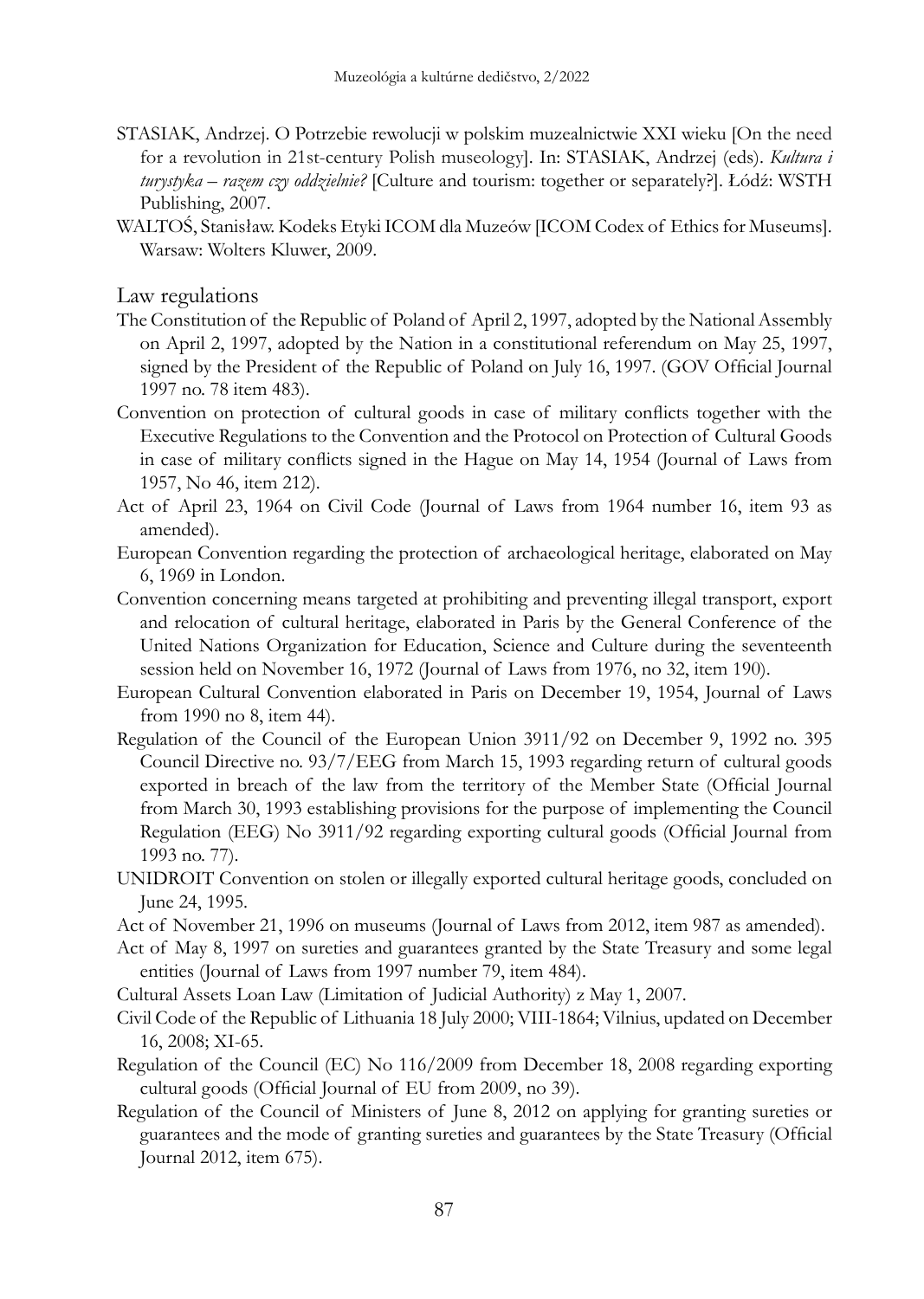STASIAK, Andrzej. O Potrzebie rewolucji w polskim muzealnictwie XXI wieku [On the need for a revolution in 21st-century Polish museology]. In: STASIAK, Andrzej (eds). *Kultura i turystyka – razem czy oddzielnie?* [Culture and tourism: together or separately?]. Łódź: WSTH Publishing, 2007.

WALTOŚ, Stanisław. Kodeks Etyki ICOM dla Muzeów [ICOM Codex of Ethics for Museums]. Warsaw: Wolters Kluwer, 2009.

## Law regulations

The Constitution of the Republic of Poland of April 2, 1997, adopted by the National Assembly on April 2, 1997, adopted by the Nation in a constitutional referendum on May 25, 1997, signed by the President of the Republic of Poland on July 16, 1997. (GOV Official Journal 1997 no. 78 item 483).

Convention on protection of cultural goods in case of military conflicts together with the Executive Regulations to the Convention and the Protocol on Protection of Cultural Goods in case of military conflicts signed in the Hague on May 14, 1954 (Journal of Laws from 1957, No 46, item 212).

Act of April 23, 1964 on Civil Code (Journal of Laws from 1964 number 16, item 93 as amended).

European Convention regarding the protection of archaeological heritage, elaborated on May 6, 1969 in London.

Convention concerning means targeted at prohibiting and preventing illegal transport, export and relocation of cultural heritage, elaborated in Paris by the General Conference of the United Nations Organization for Education, Science and Culture during the seventeenth session held on November 16, 1972 (Journal of Laws from 1976, no 32, item 190).

European Cultural Convention elaborated in Paris on December 19, 1954, Journal of Laws from 1990 no 8, item 44).

Regulation of the Council of the European Union 3911/92 on December 9, 1992 no. 395 Council Directive no. 93/7/EEG from March 15, 1993 regarding return of cultural goods exported in breach of the law from the territory of the Member State (Official Journal from March 30, 1993 establishing provisions for the purpose of implementing the Council Regulation (EEG) No 3911/92 regarding exporting cultural goods (Official Journal from 1993 no. 77).

UNIDROIT Convention on stolen or illegally exported cultural heritage goods, concluded on June 24, 1995.

Act of November 21, 1996 on museums (Journal of Laws from 2012, item 987 as amended).

Act of May 8, 1997 on sureties and guarantees granted by the State Treasury and some legal entities (Journal of Laws from 1997 number 79, item 484).

Cultural Assets Loan Law (Limitation of Judicial Authority) z May 1, 2007.

Civil Code of the Republic of Lithuania 18 July 2000; VIII-1864; Vilnius, updated on December 16, 2008; XI-65.

Regulation of the Council (EC) No 116/2009 from December 18, 2008 regarding exporting cultural goods (Official Journal of EU from 2009, no 39).

Regulation of the Council of Ministers of June 8, 2012 on applying for granting sureties or guarantees and the mode of granting sureties and guarantees by the State Treasury (Official Journal 2012, item 675).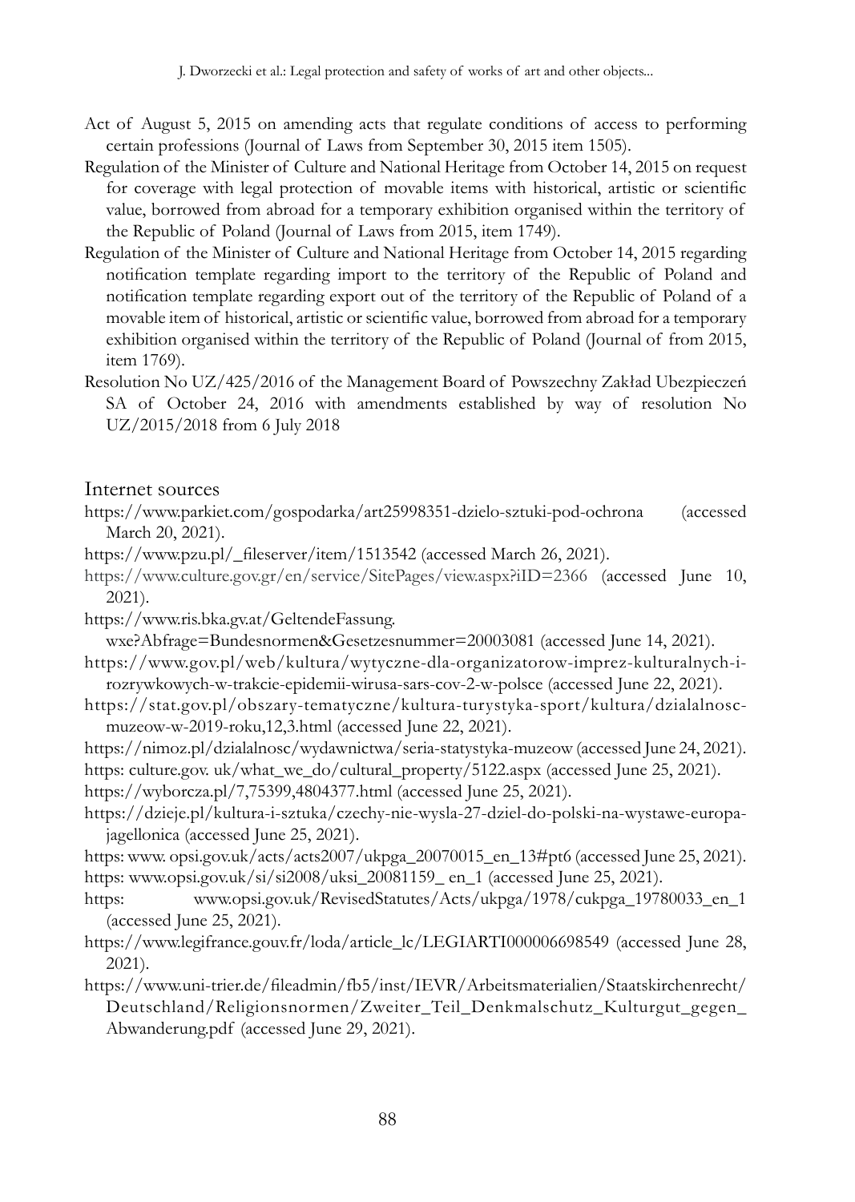Act of August 5, 2015 on amending acts that regulate conditions of access to performing certain professions (Journal of Laws from September 30, 2015 item 1505).

Regulation of the Minister of Culture and National Heritage from October 14, 2015 on request for coverage with legal protection of movable items with historical, artistic or scientific value, borrowed from abroad for a temporary exhibition organised within the territory of the Republic of Poland (Journal of Laws from 2015, item 1749).

Regulation of the Minister of Culture and National Heritage from October 14, 2015 regarding notification template regarding import to the territory of the Republic of Poland and notification template regarding export out of the territory of the Republic of Poland of a movable item of historical, artistic or scientific value, borrowed from abroad for a temporary exhibition organised within the territory of the Republic of Poland (Journal of from 2015, item 1769).

Resolution No UZ/425/2016 of the Management Board of Powszechny Zakład Ubezpieczeń SA of October 24, 2016 with amendments established by way of resolution No UZ/2015/2018 from 6 July 2018

## Internet sources

https://www.parkiet.com/gospodarka/art25998351-dzielo-sztuki-pod-ochrona (accessed March 20, 2021).

https://www.pzu.pl/_fileserver/item/1513542 (accessed March 26, 2021).

https://www.culture.gov.gr/en/service/SitePages/view.aspx?iID=2366 (accessed June 10, 2021).

https://www.ris.bka.gv.at/GeltendeFassung.wxe?Abfrage=Bundesnormen&Gesetzesnummer=20003081 (accessed June 14, 2021).

https://www.gov.pl/web/kultura/wytyczne-dla-organizatorow-imprez-kulturalnych-i-rozrywkowych-w-trakcie-epidemii-wirusa-sars-cov-2-w-polsce (accessed June 22, 2021).

https://stat.gov.pl/obszary-tematyczne/kultura-turystyka-sport/kultura/dzialalnosc-muzeow-w-2019-roku,12,3.html (accessed June 22, 2021).

https://nimoz.pl/dzialalnosc/wydawnictwa/seria-statystyka-muzeow (accessed June 24, 2021).

https: culture.gov. uk/what_we_do/cultural_property/5122.aspx (accessed June 25, 2021).

https://wyborcza.pl/7,75399,4804377.html (accessed June 25, 2021).

https://dzieje.pl/kultura-i-sztuka/czechy-nie-wysla-27-dziel-do-polski-na-wystawe-europa-jagellonica (accessed June 25, 2021).

https: www. opsi.gov.uk/acts/acts2007/ukpga_20070015_en_13#pt6 (accessed June 25, 2021).

https: www.opsi.gov.uk/si/si2008/uksi_20081159_ en_1 (accessed June 25, 2021).

https: www.opsi.gov.uk/RevisedStatutes/Acts/ukpga/1978/cukpga_19780033_en_1 (accessed June 25, 2021).

https://www.legifrance.gouv.fr/loda/article_lc/LEGIARTI000006698549 (accessed June 28, 2021).

https://www.uni-trier.de/fileadmin/fb5/inst/IEVR/Arbeitsmaterialien/Staatskirchenrecht/Deutschland/Religionsnormen/Zweiter_Teil_Denkmalschutz_Kulturgut_gegen_Abwanderung.pdf (accessed June 29, 2021).